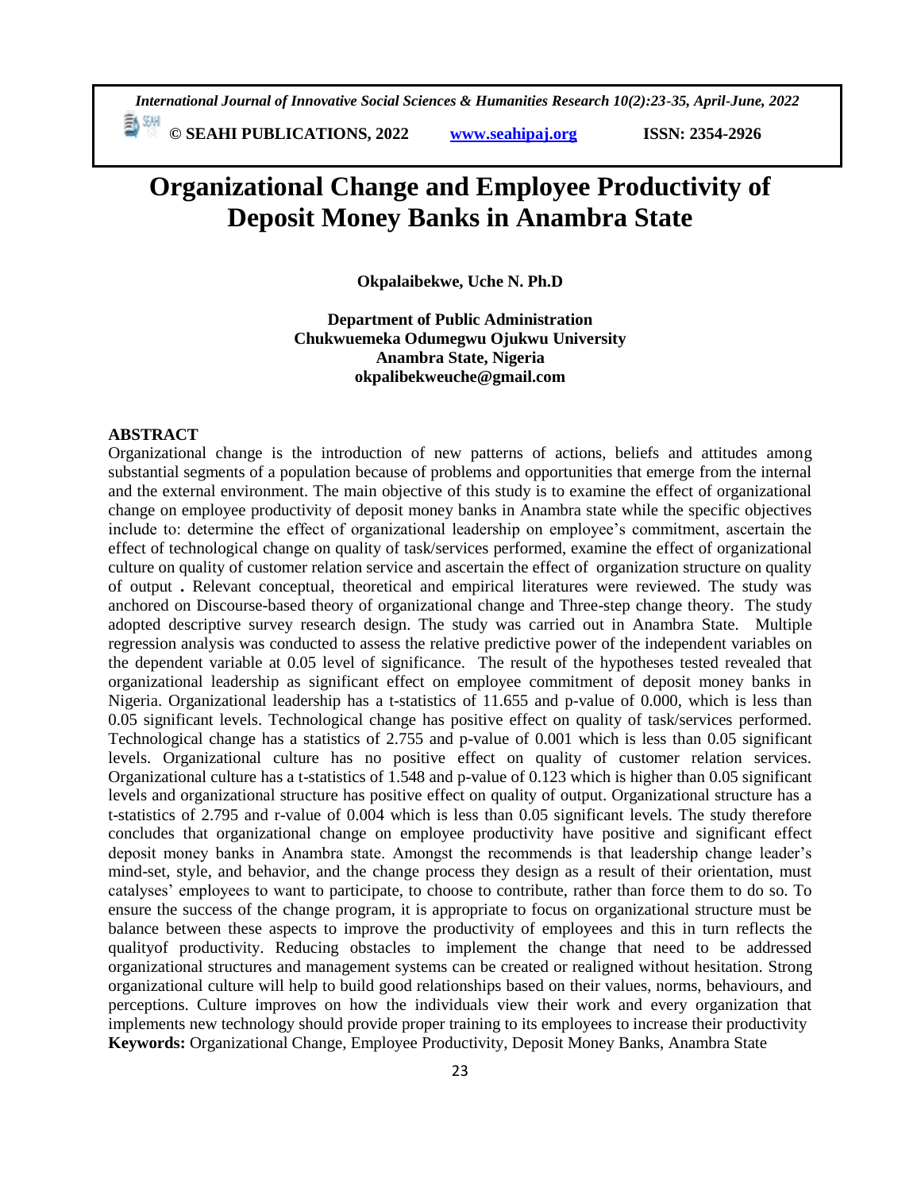# Organizational Change and Employee Productivity of Deposit Money Banks in Anambra State

**Okpalaibekwe, Uche N. Ph.D**

**Department of Public Administration**
**Chukwuemeka Odumegwu Ojukwu University**
**Anambra State, Nigeria**
**okpalibekweuche@gmail.com**

## ABSTRACT

Organizational change is the introduction of new patterns of actions, beliefs and attitudes among substantial segments of a population because of problems and opportunities that emerge from the internal and the external environment. The main objective of this study is to examine the effect of organizational change on employee productivity of deposit money banks in Anambra state while the specific objectives include to: determine the effect of organizational leadership on employee's commitment, ascertain the effect of technological change on quality of task/services performed, examine the effect of organizational culture on quality of customer relation service and ascertain the effect of organization structure on quality of output **.** Relevant conceptual, theoretical and empirical literatures were reviewed. The study was anchored on Discourse-based theory of organizational change and Three-step change theory. The study adopted descriptive survey research design. The study was carried out in Anambra State. Multiple regression analysis was conducted to assess the relative predictive power of the independent variables on the dependent variable at 0.05 level of significance. The result of the hypotheses tested revealed that organizational leadership as significant effect on employee commitment of deposit money banks in Nigeria. Organizational leadership has a t-statistics of 11.655 and p-value of 0.000, which is less than 0.05 significant levels. Technological change has positive effect on quality of task/services performed. Technological change has a statistics of 2.755 and p-value of 0.001 which is less than 0.05 significant levels. Organizational culture has no positive effect on quality of customer relation services. Organizational culture has a t-statistics of 1.548 and p-value of 0.123 which is higher than 0.05 significant levels and organizational structure has positive effect on quality of output. Organizational structure has a t-statistics of 2.795 and r-value of 0.004 which is less than 0.05 significant levels. The study therefore concludes that organizational change on employee productivity have positive and significant effect deposit money banks in Anambra state. Amongst the recommends is that leadership change leader's mind-set, style, and behavior, and the change process they design as a result of their orientation, must catalyses' employees to want to participate, to choose to contribute, rather than force them to do so. To ensure the success of the change program, it is appropriate to focus on organizational structure must be balance between these aspects to improve the productivity of employees and this in turn reflects the qualityof productivity. Reducing obstacles to implement the change that need to be addressed organizational structures and management systems can be created or realigned without hesitation. Strong organizational culture will help to build good relationships based on their values, norms, behaviours, and perceptions. Culture improves on how the individuals view their work and every organization that implements new technology should provide proper training to its employees to increase their productivity

**Keywords:** Organizational Change, Employee Productivity, Deposit Money Banks, Anambra State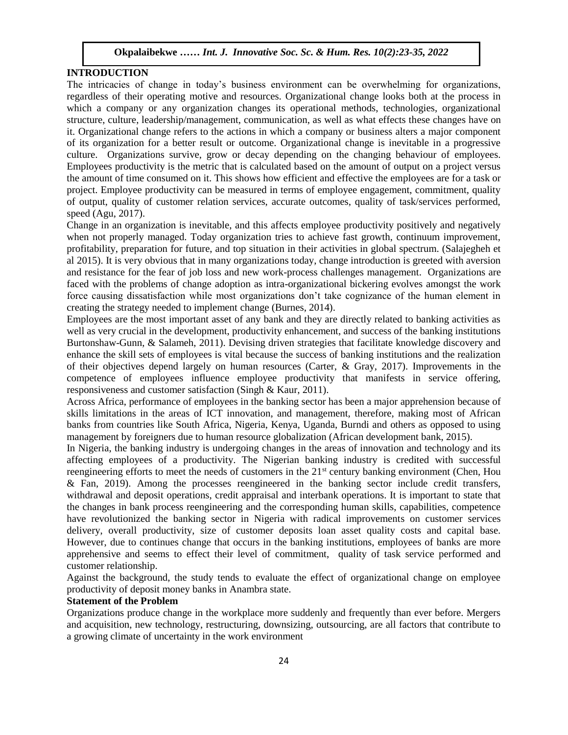## INTRODUCTION

The intricacies of change in today's business environment can be overwhelming for organizations, regardless of their operating motive and resources. Organizational change looks both at the process in which a company or any organization changes its operational methods, technologies, organizational structure, culture, leadership/management, communication, as well as what effects these changes have on it. Organizational change refers to the actions in which a company or business alters a major component of its organization for a better result or outcome. Organizational change is inevitable in a progressive culture. Organizations survive, grow or decay depending on the changing behaviour of employees. Employees productivity is the metric that is calculated based on the amount of output on a project versus the amount of time consumed on it. This shows how efficient and effective the employees are for a task or project. Employee productivity can be measured in terms of employee engagement, commitment, quality of output, quality of customer relation services, accurate outcomes, quality of task/services performed, speed (Agu, 2017).

Change in an organization is inevitable, and this affects employee productivity positively and negatively when not properly managed. Today organization tries to achieve fast growth, continuum improvement, profitability, preparation for future, and top situation in their activities in global spectrum. (Salajegheh et al 2015). It is very obvious that in many organizations today, change introduction is greeted with aversion and resistance for the fear of job loss and new work-process challenges management. Organizations are faced with the problems of change adoption as intra-organizational bickering evolves amongst the work force causing dissatisfaction while most organizations don't take cognizance of the human element in creating the strategy needed to implement change (Burnes, 2014).

Employees are the most important asset of any bank and they are directly related to banking activities as well as very crucial in the development, productivity enhancement, and success of the banking institutions Burtonshaw-Gunn, & Salameh, 2011). Devising driven strategies that facilitate knowledge discovery and enhance the skill sets of employees is vital because the success of banking institutions and the realization of their objectives depend largely on human resources (Carter, & Gray, 2017). Improvements in the competence of employees influence employee productivity that manifests in service offering, responsiveness and customer satisfaction (Singh & Kaur, 2011).

Across Africa, performance of employees in the banking sector has been a major apprehension because of skills limitations in the areas of ICT innovation, and management, therefore, making most of African banks from countries like South Africa, Nigeria, Kenya, Uganda, Burndi and others as opposed to using management by foreigners due to human resource globalization (African development bank, 2015).

In Nigeria, the banking industry is undergoing changes in the areas of innovation and technology and its affecting employees of a productivity. The Nigerian banking industry is credited with successful reengineering efforts to meet the needs of customers in the 21st century banking environment (Chen, Hou & Fan, 2019). Among the processes reengineered in the banking sector include credit transfers, withdrawal and deposit operations, credit appraisal and interbank operations. It is important to state that the changes in bank process reengineering and the corresponding human skills, capabilities, competence have revolutionized the banking sector in Nigeria with radical improvements on customer services delivery, overall productivity, size of customer deposits loan asset quality costs and capital base. However, due to continues change that occurs in the banking institutions, employees of banks are more apprehensive and seems to effect their level of commitment, quality of task service performed and customer relationship.

Against the background, the study tends to evaluate the effect of organizational change on employee productivity of deposit money banks in Anambra state.

## Statement of the Problem

Organizations produce change in the workplace more suddenly and frequently than ever before. Mergers and acquisition, new technology, restructuring, downsizing, outsourcing, are all factors that contribute to a growing climate of uncertainty in the work environment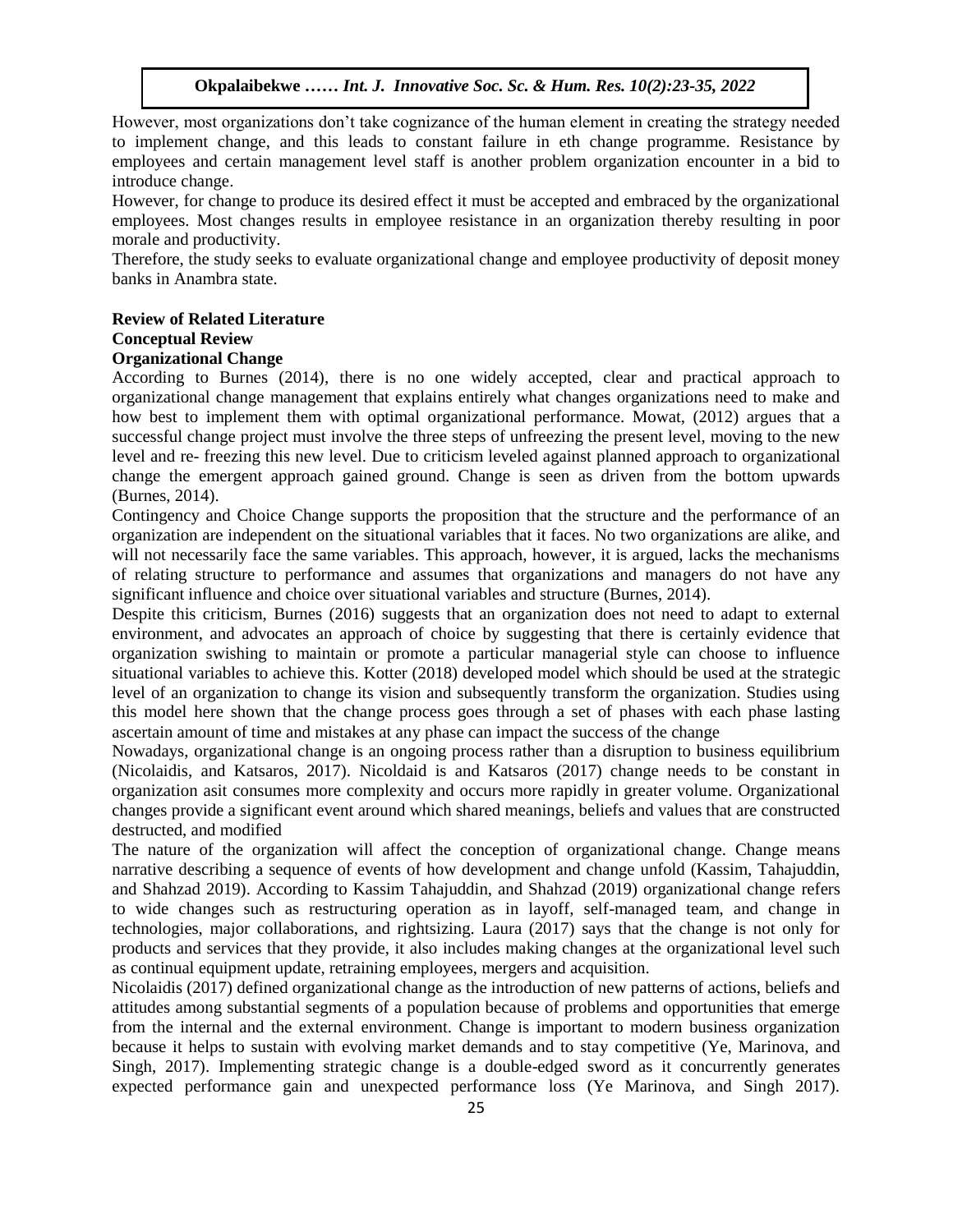However, most organizations don't take cognizance of the human element in creating the strategy needed to implement change, and this leads to constant failure in eth change programme. Resistance by employees and certain management level staff is another problem organization encounter in a bid to introduce change.

However, for change to produce its desired effect it must be accepted and embraced by the organizational employees. Most changes results in employee resistance in an organization thereby resulting in poor morale and productivity.

Therefore, the study seeks to evaluate organizational change and employee productivity of deposit money banks in Anambra state.

## Review of Related Literature

### Conceptual Review

#### Organizational Change

According to Burnes (2014), there is no one widely accepted, clear and practical approach to organizational change management that explains entirely what changes organizations need to make and how best to implement them with optimal organizational performance. Mowat, (2012) argues that a successful change project must involve the three steps of unfreezing the present level, moving to the new level and re- freezing this new level. Due to criticism leveled against planned approach to organizational change the emergent approach gained ground. Change is seen as driven from the bottom upwards (Burnes, 2014).

Contingency and Choice Change supports the proposition that the structure and the performance of an organization are independent on the situational variables that it faces. No two organizations are alike, and will not necessarily face the same variables. This approach, however, it is argued, lacks the mechanisms of relating structure to performance and assumes that organizations and managers do not have any significant influence and choice over situational variables and structure (Burnes, 2014).

Despite this criticism, Burnes (2016) suggests that an organization does not need to adapt to external environment, and advocates an approach of choice by suggesting that there is certainly evidence that organization swishing to maintain or promote a particular managerial style can choose to influence situational variables to achieve this. Kotter (2018) developed model which should be used at the strategic level of an organization to change its vision and subsequently transform the organization. Studies using this model here shown that the change process goes through a set of phases with each phase lasting ascertain amount of time and mistakes at any phase can impact the success of the change

Nowadays, organizational change is an ongoing process rather than a disruption to business equilibrium (Nicolaidis, and Katsaros, 2017). Nicoldaid is and Katsaros (2017) change needs to be constant in organization asit consumes more complexity and occurs more rapidly in greater volume. Organizational changes provide a significant event around which shared meanings, beliefs and values that are constructed destructed, and modified

The nature of the organization will affect the conception of organizational change. Change means narrative describing a sequence of events of how development and change unfold (Kassim, Tahajuddin, and Shahzad 2019). According to Kassim Tahajuddin, and Shahzad (2019) organizational change refers to wide changes such as restructuring operation as in layoff, self-managed team, and change in technologies, major collaborations, and rightsizing. Laura (2017) says that the change is not only for products and services that they provide, it also includes making changes at the organizational level such as continual equipment update, retraining employees, mergers and acquisition.

Nicolaidis (2017) defined organizational change as the introduction of new patterns of actions, beliefs and attitudes among substantial segments of a population because of problems and opportunities that emerge from the internal and the external environment. Change is important to modern business organization because it helps to sustain with evolving market demands and to stay competitive (Ye, Marinova, and Singh, 2017). Implementing strategic change is a double-edged sword as it concurrently generates expected performance gain and unexpected performance loss (Ye Marinova, and Singh 2017).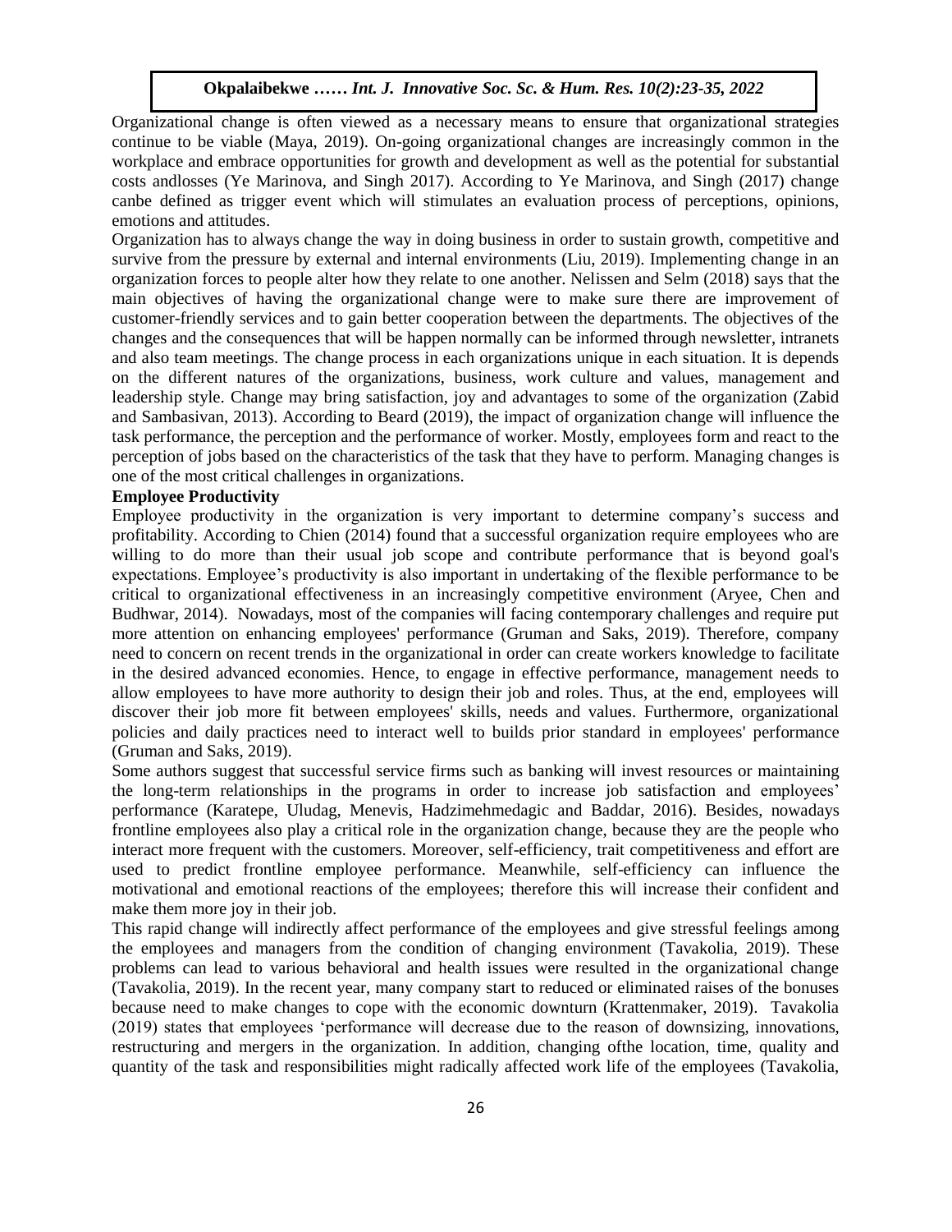Organizational change is often viewed as a necessary means to ensure that organizational strategies continue to be viable (Maya, 2019). On-going organizational changes are increasingly common in the workplace and embrace opportunities for growth and development as well as the potential for substantial costs andlosses (Ye Marinova, and Singh 2017). According to Ye Marinova, and Singh (2017) change canbe defined as trigger event which will stimulates an evaluation process of perceptions, opinions, emotions and attitudes.

Organization has to always change the way in doing business in order to sustain growth, competitive and survive from the pressure by external and internal environments (Liu, 2019). Implementing change in an organization forces to people alter how they relate to one another. Nelissen and Selm (2018) says that the main objectives of having the organizational change were to make sure there are improvement of customer-friendly services and to gain better cooperation between the departments. The objectives of the changes and the consequences that will be happen normally can be informed through newsletter, intranets and also team meetings. The change process in each organizations unique in each situation. It is depends on the different natures of the organizations, business, work culture and values, management and leadership style. Change may bring satisfaction, joy and advantages to some of the organization (Zabid and Sambasivan, 2013). According to Beard (2019), the impact of organization change will influence the task performance, the perception and the performance of worker. Mostly, employees form and react to the perception of jobs based on the characteristics of the task that they have to perform. Managing changes is one of the most critical challenges in organizations.

**Employee Productivity**

Employee productivity in the organization is very important to determine company's success and profitability. According to Chien (2014) found that a successful organization require employees who are willing to do more than their usual job scope and contribute performance that is beyond goal's expectations. Employee's productivity is also important in undertaking of the flexible performance to be critical to organizational effectiveness in an increasingly competitive environment (Aryee, Chen and Budhwar, 2014). Nowadays, most of the companies will facing contemporary challenges and require put more attention on enhancing employees' performance (Gruman and Saks, 2019). Therefore, company need to concern on recent trends in the organizational in order can create workers knowledge to facilitate in the desired advanced economies. Hence, to engage in effective performance, management needs to allow employees to have more authority to design their job and roles. Thus, at the end, employees will discover their job more fit between employees' skills, needs and values. Furthermore, organizational policies and daily practices need to interact well to builds prior standard in employees' performance (Gruman and Saks, 2019).

Some authors suggest that successful service firms such as banking will invest resources or maintaining the long-term relationships in the programs in order to increase job satisfaction and employees' performance (Karatepe, Uludag, Menevis, Hadzimehmedagic and Baddar, 2016). Besides, nowadays frontline employees also play a critical role in the organization change, because they are the people who interact more frequent with the customers. Moreover, self-efficiency, trait competitiveness and effort are used to predict frontline employee performance. Meanwhile, self-efficiency can influence the motivational and emotional reactions of the employees; therefore this will increase their confident and make them more joy in their job.

This rapid change will indirectly affect performance of the employees and give stressful feelings among the employees and managers from the condition of changing environment (Tavakolia, 2019). These problems can lead to various behavioral and health issues were resulted in the organizational change (Tavakolia, 2019). In the recent year, many company start to reduced or eliminated raises of the bonuses because need to make changes to cope with the economic downturn (Krattenmaker, 2019). Tavakolia (2019) states that employees 'performance will decrease due to the reason of downsizing, innovations, restructuring and mergers in the organization. In addition, changing ofthe location, time, quality and quantity of the task and responsibilities might radically affected work life of the employees (Tavakolia,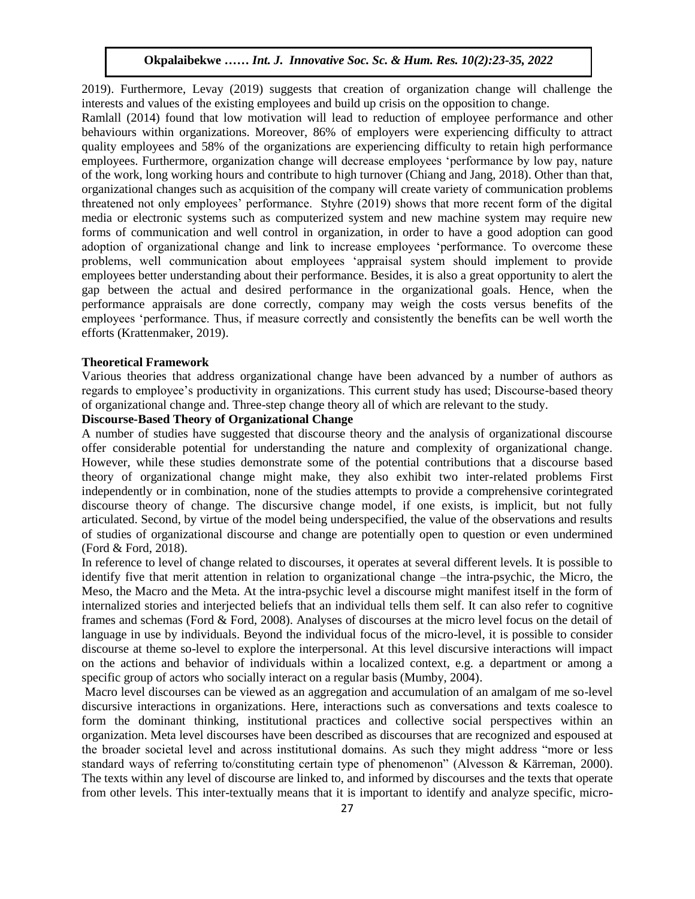2019). Furthermore, Levay (2019) suggests that creation of organization change will challenge the interests and values of the existing employees and build up crisis on the opposition to change.

Ramlall (2014) found that low motivation will lead to reduction of employee performance and other behaviours within organizations. Moreover, 86% of employers were experiencing difficulty to attract quality employees and 58% of the organizations are experiencing difficulty to retain high performance employees. Furthermore, organization change will decrease employees 'performance by low pay, nature of the work, long working hours and contribute to high turnover (Chiang and Jang, 2018). Other than that, organizational changes such as acquisition of the company will create variety of communication problems threatened not only employees' performance. Styhre (2019) shows that more recent form of the digital media or electronic systems such as computerized system and new machine system may require new forms of communication and well control in organization, in order to have a good adoption can good adoption of organizational change and link to increase employees 'performance. To overcome these problems, well communication about employees 'appraisal system should implement to provide employees better understanding about their performance. Besides, it is also a great opportunity to alert the gap between the actual and desired performance in the organizational goals. Hence, when the performance appraisals are done correctly, company may weigh the costs versus benefits of the employees 'performance. Thus, if measure correctly and consistently the benefits can be well worth the efforts (Krattenmaker, 2019).

## Theoretical Framework

Various theories that address organizational change have been advanced by a number of authors as regards to employee's productivity in organizations. This current study has used; Discourse-based theory of organizational change and. Three-step change theory all of which are relevant to the study.

### Discourse-Based Theory of Organizational Change

A number of studies have suggested that discourse theory and the analysis of organizational discourse offer considerable potential for understanding the nature and complexity of organizational change. However, while these studies demonstrate some of the potential contributions that a discourse based theory of organizational change might make, they also exhibit two inter-related problems First independently or in combination, none of the studies attempts to provide a comprehensive corintegrated discourse theory of change. The discursive change model, if one exists, is implicit, but not fully articulated. Second, by virtue of the model being underspecified, the value of the observations and results of studies of organizational discourse and change are potentially open to question or even undermined (Ford & Ford, 2018).

In reference to level of change related to discourses, it operates at several different levels. It is possible to identify five that merit attention in relation to organizational change –the intra-psychic, the Micro, the Meso, the Macro and the Meta. At the intra-psychic level a discourse might manifest itself in the form of internalized stories and interjected beliefs that an individual tells them self. It can also refer to cognitive frames and schemas (Ford & Ford, 2008). Analyses of discourses at the micro level focus on the detail of language in use by individuals. Beyond the individual focus of the micro-level, it is possible to consider discourse at theme so-level to explore the interpersonal. At this level discursive interactions will impact on the actions and behavior of individuals within a localized context, e.g. a department or among a specific group of actors who socially interact on a regular basis (Mumby, 2004).

Macro level discourses can be viewed as an aggregation and accumulation of an amalgam of me so-level discursive interactions in organizations. Here, interactions such as conversations and texts coalesce to form the dominant thinking, institutional practices and collective social perspectives within an organization. Meta level discourses have been described as discourses that are recognized and espoused at the broader societal level and across institutional domains. As such they might address "more or less standard ways of referring to/constituting certain type of phenomenon" (Alvesson & Kärreman, 2000). The texts within any level of discourse are linked to, and informed by discourses and the texts that operate from other levels. This inter-textually means that it is important to identify and analyze specific, micro-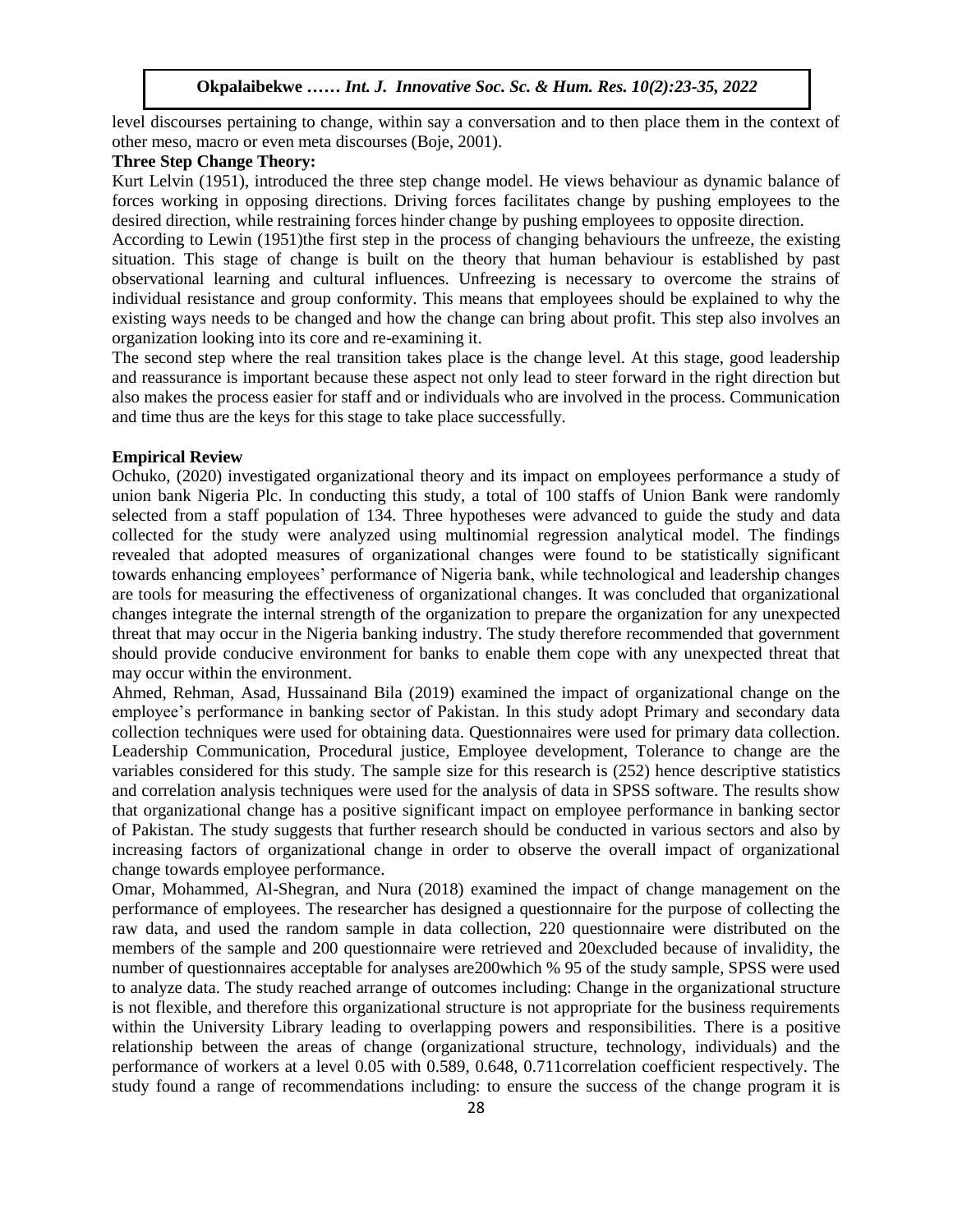level discourses pertaining to change, within say a conversation and to then place them in the context of other meso, macro or even meta discourses (Boje, 2001).

**Three Step Change Theory:**

Kurt Lelvin (1951), introduced the three step change model. He views behaviour as dynamic balance of forces working in opposing directions. Driving forces facilitates change by pushing employees to the desired direction, while restraining forces hinder change by pushing employees to opposite direction.

According to Lewin (1951)the first step in the process of changing behaviours the unfreeze, the existing situation. This stage of change is built on the theory that human behaviour is established by past observational learning and cultural influences. Unfreezing is necessary to overcome the strains of individual resistance and group conformity. This means that employees should be explained to why the existing ways needs to be changed and how the change can bring about profit. This step also involves an organization looking into its core and re-examining it.

The second step where the real transition takes place is the change level. At this stage, good leadership and reassurance is important because these aspect not only lead to steer forward in the right direction but also makes the process easier for staff and or individuals who are involved in the process. Communication and time thus are the keys for this stage to take place successfully.

**Empirical Review**

Ochuko, (2020) investigated organizational theory and its impact on employees performance a study of union bank Nigeria Plc. In conducting this study, a total of 100 staffs of Union Bank were randomly selected from a staff population of 134. Three hypotheses were advanced to guide the study and data collected for the study were analyzed using multinomial regression analytical model. The findings revealed that adopted measures of organizational changes were found to be statistically significant towards enhancing employees' performance of Nigeria bank, while technological and leadership changes are tools for measuring the effectiveness of organizational changes. It was concluded that organizational changes integrate the internal strength of the organization to prepare the organization for any unexpected threat that may occur in the Nigeria banking industry. The study therefore recommended that government should provide conducive environment for banks to enable them cope with any unexpected threat that may occur within the environment.

Ahmed, Rehman, Asad, Hussainand Bila (2019) examined the impact of organizational change on the employee's performance in banking sector of Pakistan. In this study adopt Primary and secondary data collection techniques were used for obtaining data. Questionnaires were used for primary data collection. Leadership Communication, Procedural justice, Employee development, Tolerance to change are the variables considered for this study. The sample size for this research is (252) hence descriptive statistics and correlation analysis techniques were used for the analysis of data in SPSS software. The results show that organizational change has a positive significant impact on employee performance in banking sector of Pakistan. The study suggests that further research should be conducted in various sectors and also by increasing factors of organizational change in order to observe the overall impact of organizational change towards employee performance.

Omar, Mohammed, Al-Shegran, and Nura (2018) examined the impact of change management on the performance of employees. The researcher has designed a questionnaire for the purpose of collecting the raw data, and used the random sample in data collection, 220 questionnaire were distributed on the members of the sample and 200 questionnaire were retrieved and 20excluded because of invalidity, the number of questionnaires acceptable for analyses are200which % 95 of the study sample, SPSS were used to analyze data. The study reached arrange of outcomes including: Change in the organizational structure is not flexible, and therefore this organizational structure is not appropriate for the business requirements within the University Library leading to overlapping powers and responsibilities. There is a positive relationship between the areas of change (organizational structure, technology, individuals) and the performance of workers at a level 0.05 with 0.589, 0.648, 0.711correlation coefficient respectively. The study found a range of recommendations including: to ensure the success of the change program it is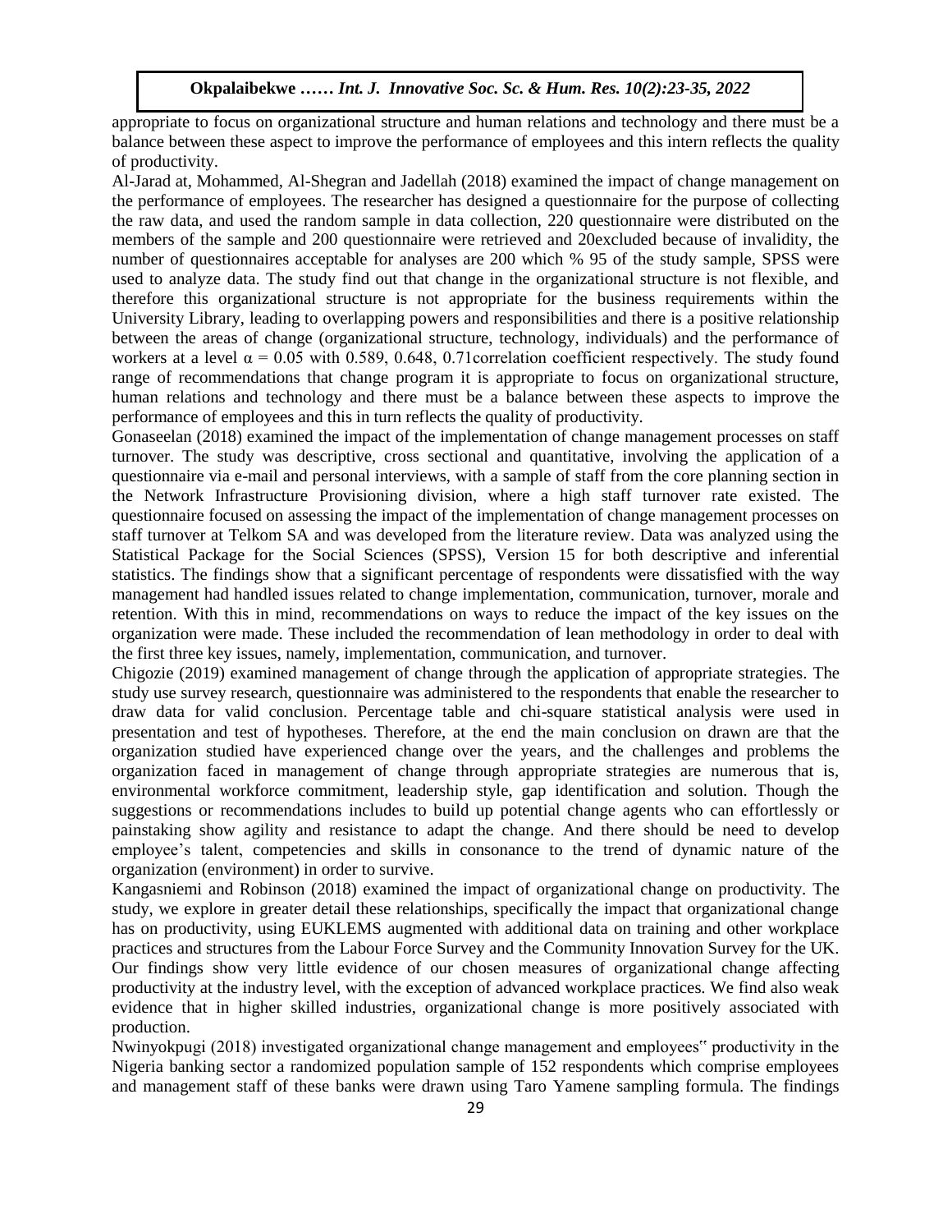appropriate to focus on organizational structure and human relations and technology and there must be a balance between these aspect to improve the performance of employees and this intern reflects the quality of productivity.

Al-Jarad at, Mohammed, Al-Shegran and Jadellah (2018) examined the impact of change management on the performance of employees. The researcher has designed a questionnaire for the purpose of collecting the raw data, and used the random sample in data collection, 220 questionnaire were distributed on the members of the sample and 200 questionnaire were retrieved and 20excluded because of invalidity, the number of questionnaires acceptable for analyses are 200 which % 95 of the study sample, SPSS were used to analyze data. The study find out that change in the organizational structure is not flexible, and therefore this organizational structure is not appropriate for the business requirements within the University Library, leading to overlapping powers and responsibilities and there is a positive relationship between the areas of change (organizational structure, technology, individuals) and the performance of workers at a level $\alpha = 0.05$ with 0.589, 0.648, 0.71correlation coefficient respectively. The study found range of recommendations that change program it is appropriate to focus on organizational structure, human relations and technology and there must be a balance between these aspects to improve the performance of employees and this in turn reflects the quality of productivity.

Gonaseelan (2018) examined the impact of the implementation of change management processes on staff turnover. The study was descriptive, cross sectional and quantitative, involving the application of a questionnaire via e-mail and personal interviews, with a sample of staff from the core planning section in the Network Infrastructure Provisioning division, where a high staff turnover rate existed. The questionnaire focused on assessing the impact of the implementation of change management processes on staff turnover at Telkom SA and was developed from the literature review. Data was analyzed using the Statistical Package for the Social Sciences (SPSS), Version 15 for both descriptive and inferential statistics. The findings show that a significant percentage of respondents were dissatisfied with the way management had handled issues related to change implementation, communication, turnover, morale and retention. With this in mind, recommendations on ways to reduce the impact of the key issues on the organization were made. These included the recommendation of lean methodology in order to deal with the first three key issues, namely, implementation, communication, and turnover.

Chigozie (2019) examined management of change through the application of appropriate strategies. The study use survey research, questionnaire was administered to the respondents that enable the researcher to draw data for valid conclusion. Percentage table and chi-square statistical analysis were used in presentation and test of hypotheses. Therefore, at the end the main conclusion on drawn are that the organization studied have experienced change over the years, and the challenges and problems the organization faced in management of change through appropriate strategies are numerous that is, environmental workforce commitment, leadership style, gap identification and solution. Though the suggestions or recommendations includes to build up potential change agents who can effortlessly or painstaking show agility and resistance to adapt the change. And there should be need to develop employee's talent, competencies and skills in consonance to the trend of dynamic nature of the organization (environment) in order to survive.

Kangasniemi and Robinson (2018) examined the impact of organizational change on productivity. The study, we explore in greater detail these relationships, specifically the impact that organizational change has on productivity, using EUKLEMS augmented with additional data on training and other workplace practices and structures from the Labour Force Survey and the Community Innovation Survey for the UK. Our findings show very little evidence of our chosen measures of organizational change affecting productivity at the industry level, with the exception of advanced workplace practices. We find also weak evidence that in higher skilled industries, organizational change is more positively associated with production.

Nwinyokpugi (2018) investigated organizational change management and employees" productivity in the Nigeria banking sector a randomized population sample of 152 respondents which comprise employees and management staff of these banks were drawn using Taro Yamene sampling formula. The findings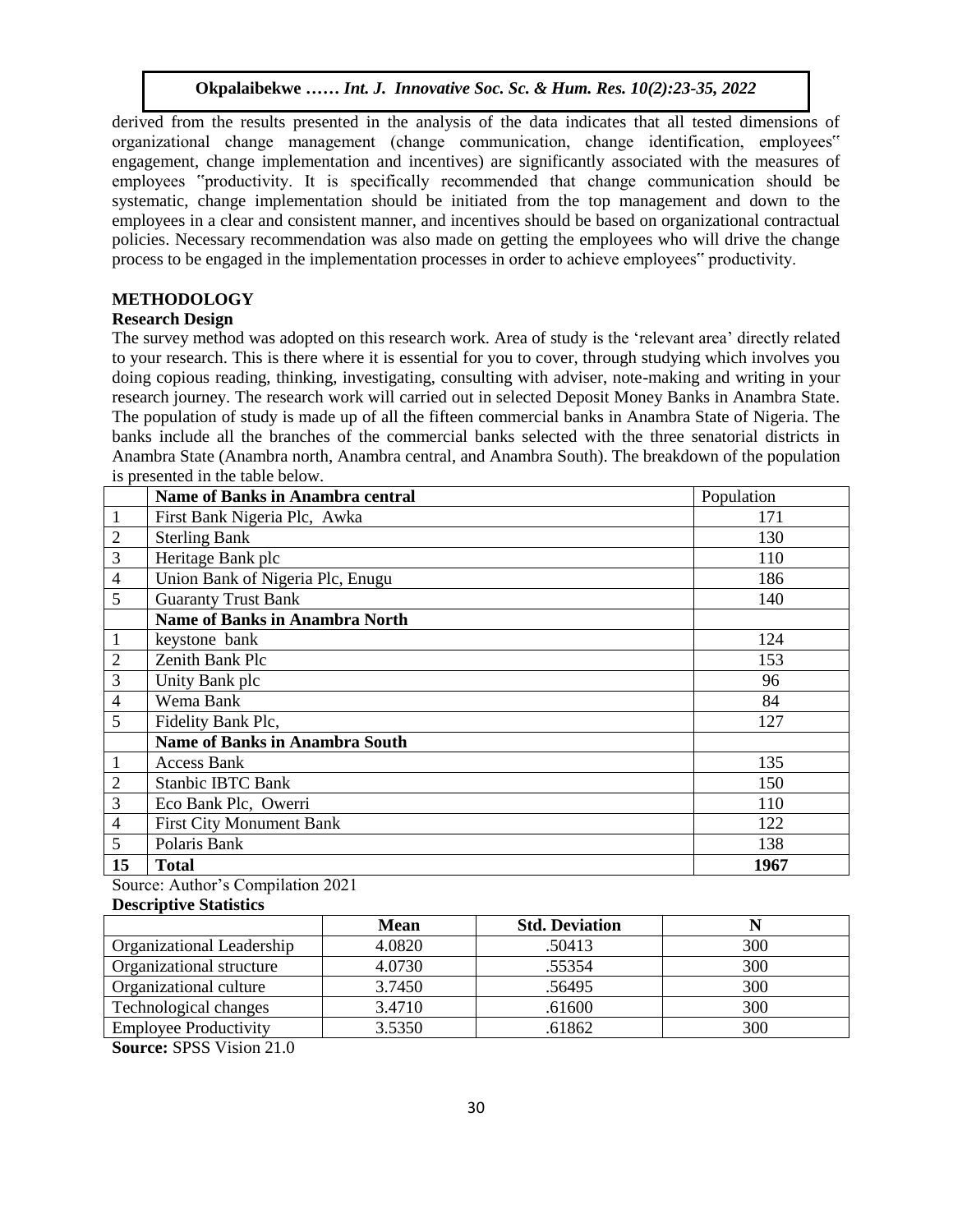derived from the results presented in the analysis of the data indicates that all tested dimensions of organizational change management (change communication, change identification, employees‟ engagement, change implementation and incentives) are significantly associated with the measures of employees ‟productivity. It is specifically recommended that change communication should be systematic, change implementation should be initiated from the top management and down to the employees in a clear and consistent manner, and incentives should be based on organizational contractual policies. Necessary recommendation was also made on getting the employees who will drive the change process to be engaged in the implementation processes in order to achieve employees‟ productivity.

## METHODOLOGY

### Research Design

The survey method was adopted on this research work. Area of study is the 'relevant area' directly related to your research. This is there where it is essential for you to cover, through studying which involves you doing copious reading, thinking, investigating, consulting with adviser, note-making and writing in your research journey. The research work will carried out in selected Deposit Money Banks in Anambra State. The population of study is made up of all the fifteen commercial banks in Anambra State of Nigeria. The banks include all the branches of the commercial banks selected with the three senatorial districts in Anambra State (Anambra north, Anambra central, and Anambra South). The breakdown of the population is presented in the table below.

| | **Name of Banks in Anambra central** | Population |
|---|---|---|
| 1 | First Bank Nigeria Plc, Awka | 171 |
| 2 | Sterling Bank | 130 |
| 3 | Heritage Bank plc | 110 |
| 4 | Union Bank of Nigeria Plc, Enugu | 186 |
| 5 | Guaranty Trust Bank | 140 |
| | **Name of Banks in Anambra North** | |
| 1 | keystone bank | 124 |
| 2 | Zenith Bank Plc | 153 |
| 3 | Unity Bank plc | 96 |
| 4 | Wema Bank | 84 |
| 5 | Fidelity Bank Plc, | 127 |
| | **Name of Banks in Anambra South** | |
| 1 | Access Bank | 135 |
| 2 | Stanbic IBTC Bank | 150 |
| 3 | Eco Bank Plc, Owerri | 110 |
| 4 | First City Monument Bank | 122 |
| 5 | Polaris Bank | 138 |
| **15** | **Total** | **1967** |

Source: Author's Compilation 2021

**Descriptive Statistics**

| | **Mean** | **Std. Deviation** | **N** |
|---|---|---|---|
| Organizational Leadership | 4.0820 | .50413 | 300 |
| Organizational structure | 4.0730 | .55354 | 300 |
| Organizational culture | 3.7450 | .56495 | 300 |
| Technological changes | 3.4710 | .61600 | 300 |
| Employee Productivity | 3.5350 | .61862 | 300 |

**Source:** SPSS Vision 21.0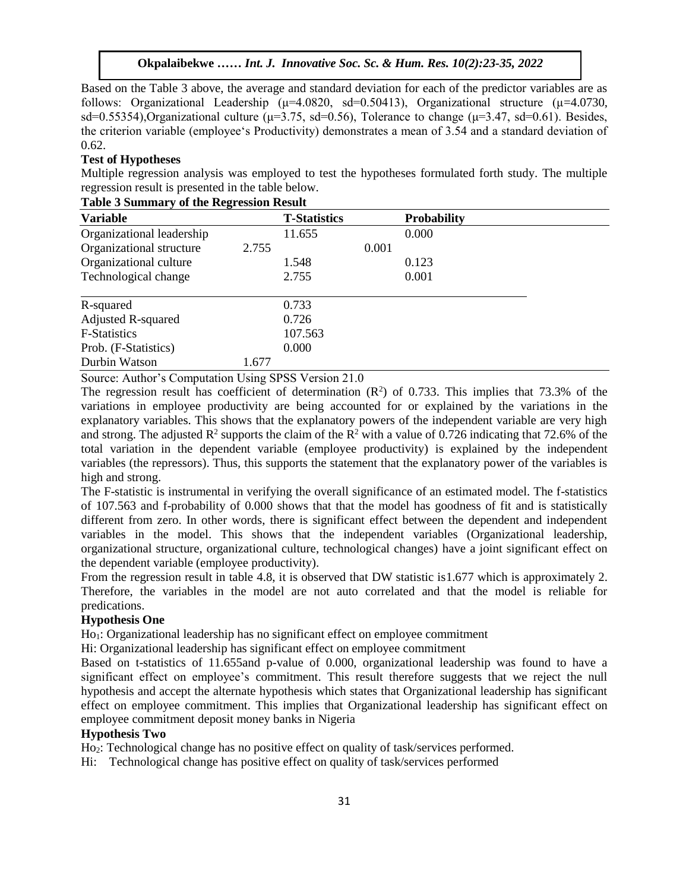Based on the Table 3 above, the average and standard deviation for each of the predictor variables are as follows: Organizational Leadership (μ=4.0820, sd=0.50413), Organizational structure (μ=4.0730, sd=0.55354),Organizational culture (μ=3.75, sd=0.56), Tolerance to change (μ=3.47, sd=0.61). Besides, the criterion variable (employee's Productivity) demonstrates a mean of 3.54 and a standard deviation of 0.62.

**Test of Hypotheses**

Multiple regression analysis was employed to test the hypotheses formulated forth study. The multiple regression result is presented in the table below.

**Table 3 Summary of the Regression Result**

| Variable | T-Statistics | Probability |
|---|---|---|
| Organizational leadership | 11.655 | 0.000 |
| Organizational structure | 2.755 | 0.001 |
| Organizational culture | 1.548 | 0.123 |
| Technological change | 2.755 | 0.001 |
| R-squared | 0.733 | |
| Adjusted R-squared | 0.726 | |
| F-Statistics | 107.563 | |
| Prob. (F-Statistics) | 0.000 | |
| Durbin Watson | 1.677 | |

Source: Author's Computation Using SPSS Version 21.0

The regression result has coefficient of determination ($R^2$) of 0.733. This implies that 73.3% of the variations in employee productivity are being accounted for or explained by the variations in the explanatory variables. This shows that the explanatory powers of the independent variable are very high and strong. The adjusted $R^2$ supports the claim of the $R^2$ with a value of 0.726 indicating that 72.6% of the total variation in the dependent variable (employee productivity) is explained by the independent variables (the repressors). Thus, this supports the statement that the explanatory power of the variables is high and strong.

The F-statistic is instrumental in verifying the overall significance of an estimated model. The f-statistics of 107.563 and f-probability of 0.000 shows that that the model has goodness of fit and is statistically different from zero. In other words, there is significant effect between the dependent and independent variables in the model. This shows that the independent variables (Organizational leadership, organizational structure, organizational culture, technological changes) have a joint significant effect on the dependent variable (employee productivity).

From the regression result in table 4.8, it is observed that DW statistic is1.677 which is approximately 2. Therefore, the variables in the model are not auto correlated and that the model is reliable for predications.

**Hypothesis One**

$Ho_1$: Organizational leadership has no significant effect on employee commitment

Hi: Organizational leadership has significant effect on employee commitment

Based on t-statistics of 11.655and p-value of 0.000, organizational leadership was found to have a significant effect on employee's commitment. This result therefore suggests that we reject the null hypothesis and accept the alternate hypothesis which states that Organizational leadership has significant effect on employee commitment. This implies that Organizational leadership has significant effect on employee commitment deposit money banks in Nigeria

**Hypothesis Two**

$Ho_2$: Technological change has no positive effect on quality of task/services performed.

Hi: Technological change has positive effect on quality of task/services performed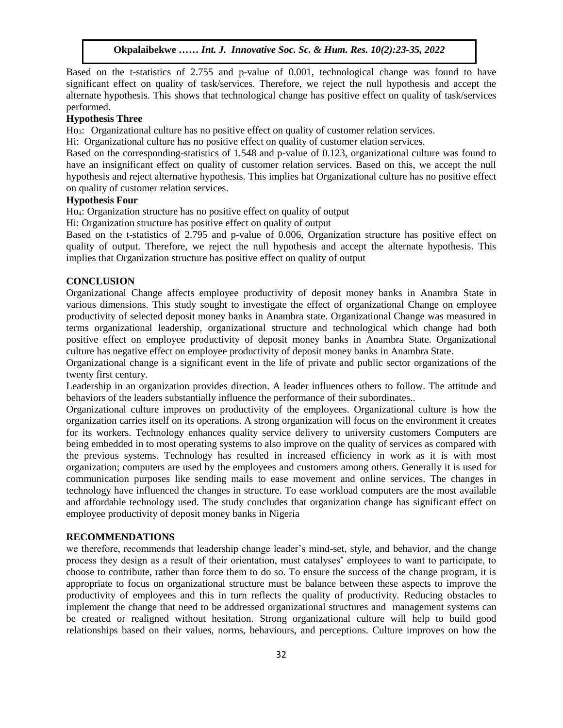Based on the t-statistics of 2.755 and p-value of 0.001, technological change was found to have significant effect on quality of task/services. Therefore, we reject the null hypothesis and accept the alternate hypothesis. This shows that technological change has positive effect on quality of task/services performed.

**Hypothesis Three**

$H_{O3}$: Organizational culture has no positive effect on quality of customer relation services.

Hi: Organizational culture has no positive effect on quality of customer elation services.

Based on the corresponding-statistics of 1.548 and p-value of 0.123, organizational culture was found to have an insignificant effect on quality of customer relation services. Based on this, we accept the null hypothesis and reject alternative hypothesis. This implies hat Organizational culture has no positive effect on quality of customer relation services.

**Hypothesis Four**

$H_{O4}$: Organization structure has no positive effect on quality of output

Hi: Organization structure has positive effect on quality of output

Based on the t-statistics of 2.795 and p-value of 0.006, Organization structure has positive effect on quality of output. Therefore, we reject the null hypothesis and accept the alternate hypothesis. This implies that Organization structure has positive effect on quality of output

## CONCLUSION

Organizational Change affects employee productivity of deposit money banks in Anambra State in various dimensions. This study sought to investigate the effect of organizational Change on employee productivity of selected deposit money banks in Anambra state. Organizational Change was measured in terms organizational leadership, organizational structure and technological which change had both positive effect on employee productivity of deposit money banks in Anambra State. Organizational culture has negative effect on employee productivity of deposit money banks in Anambra State.

Organizational change is a significant event in the life of private and public sector organizations of the twenty first century.

Leadership in an organization provides direction. A leader influences others to follow. The attitude and behaviors of the leaders substantially influence the performance of their subordinates..

Organizational culture improves on productivity of the employees. Organizational culture is how the organization carries itself on its operations. A strong organization will focus on the environment it creates for its workers. Technology enhances quality service delivery to university customers Computers are being embedded in to most operating systems to also improve on the quality of services as compared with the previous systems. Technology has resulted in increased efficiency in work as it is with most organization; computers are used by the employees and customers among others. Generally it is used for communication purposes like sending mails to ease movement and online services. The changes in technology have influenced the changes in structure. To ease workload computers are the most available and affordable technology used. The study concludes that organization change has significant effect on employee productivity of deposit money banks in Nigeria

## RECOMMENDATIONS

we therefore, recommends that leadership change leader's mind-set, style, and behavior, and the change process they design as a result of their orientation, must catalyses' employees to want to participate, to choose to contribute, rather than force them to do so. To ensure the success of the change program, it is appropriate to focus on organizational structure must be balance between these aspects to improve the productivity of employees and this in turn reflects the quality of productivity. Reducing obstacles to implement the change that need to be addressed organizational structures and management systems can be created or realigned without hesitation. Strong organizational culture will help to build good relationships based on their values, norms, behaviours, and perceptions. Culture improves on how the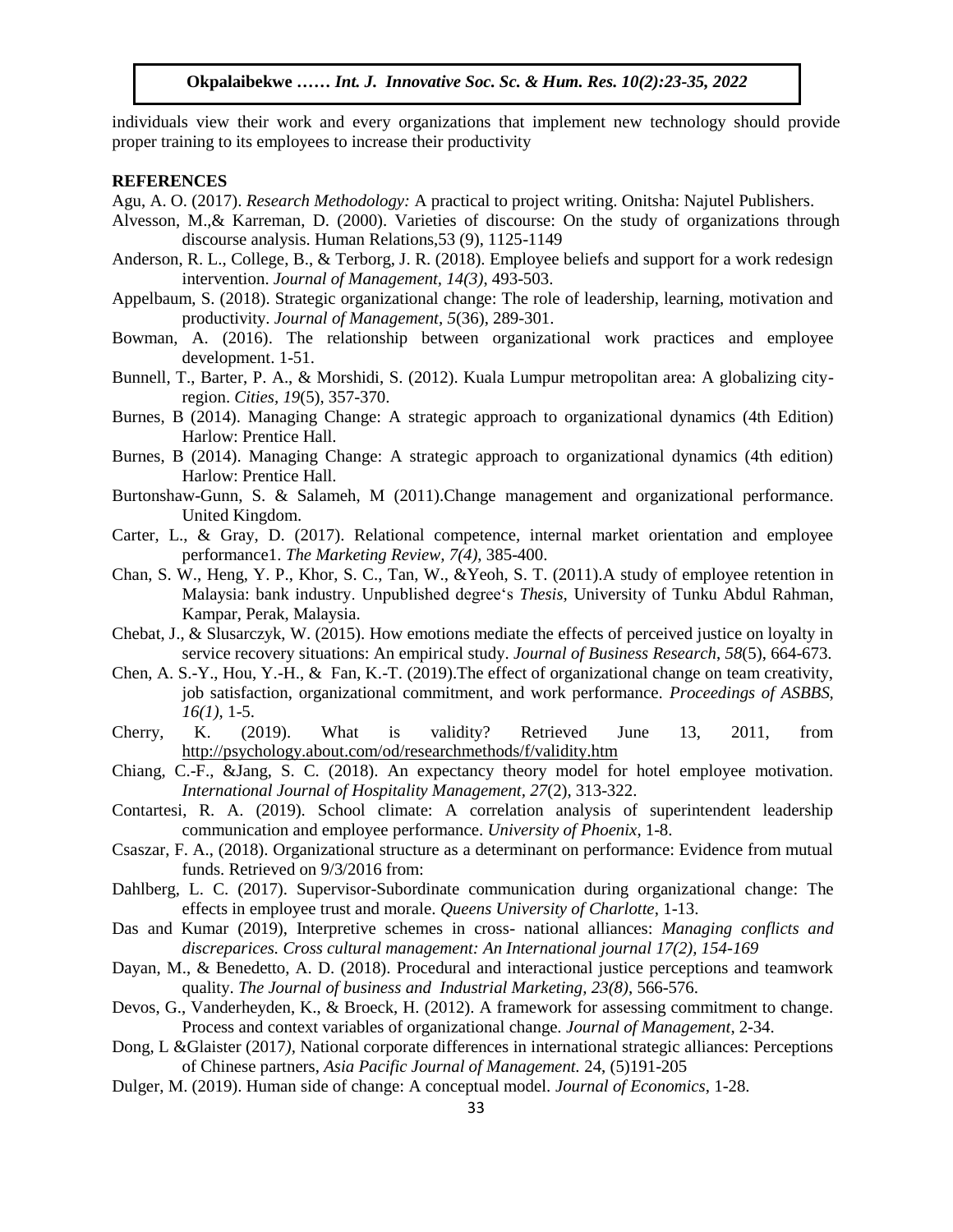individuals view their work and every organizations that implement new technology should provide proper training to its employees to increase their productivity

## REFERENCES

Agu, A. O. (2017). *Research Methodology:* A practical to project writing. Onitsha: Najutel Publishers.

Alvesson, M.,& Karreman, D. (2000). Varieties of discourse: On the study of organizations through discourse analysis. Human Relations,53 (9), 1125-1149

Anderson, R. L., College, B., & Terborg, J. R. (2018). Employee beliefs and support for a work redesign intervention. *Journal of Management, 14(3)*, 493-503.

Appelbaum, S. (2018). Strategic organizational change: The role of leadership, learning, motivation and productivity. *Journal of Management*, *5*(36), 289-301.

Bowman, A. (2016). The relationship between organizational work practices and employee development. 1-51.

Bunnell, T., Barter, P. A., & Morshidi, S. (2012). Kuala Lumpur metropolitan area: A globalizing city-region. *Cities*, *19*(5), 357-370.

Burnes, B (2014). Managing Change: A strategic approach to organizational dynamics (4th Edition) Harlow: Prentice Hall.

Burnes, B (2014). Managing Change: A strategic approach to organizational dynamics (4th edition) Harlow: Prentice Hall.

Burtonshaw-Gunn, S. & Salameh, M (2011).Change management and organizational performance. United Kingdom.

Carter, L., & Gray, D. (2017). Relational competence, internal market orientation and employee performance1. *The Marketing Review, 7(4)*, 385-400.

Chan, S. W., Heng, Y. P., Khor, S. C., Tan, W., &Yeoh, S. T. (2011).A study of employee retention in Malaysia: bank industry. Unpublished degree's *Thesis*, University of Tunku Abdul Rahman, Kampar, Perak, Malaysia.

Chebat, J., & Slusarczyk, W. (2015). How emotions mediate the effects of perceived justice on loyalty in service recovery situations: An empirical study. *Journal of Business Research*, *58*(5), 664-673.

Chen, A. S.-Y., Hou, Y.-H., & Fan, K.-T. (2019).The effect of organizational change on team creativity, job satisfaction, organizational commitment, and work performance. *Proceedings of ASBBS, 16(1)*, 1-5.

Cherry, K. (2019). What is validity? Retrieved June 13, 2011, from http://psychology.about.com/od/researchmethods/f/validity.htm

Chiang, C.-F., &Jang, S. C. (2018). An expectancy theory model for hotel employee motivation. *International Journal of Hospitality Management*, *27*(2), 313-322.

Contartesi, R. A. (2019). School climate: A correlation analysis of superintendent leadership communication and employee performance. *University of Phoenix*, 1-8.

Csaszar, F. A., (2018). Organizational structure as a determinant on performance: Evidence from mutual funds. Retrieved on 9/3/2016 from:

Dahlberg, L. C. (2017). Supervisor-Subordinate communication during organizational change: The effects in employee trust and morale. *Queens University of Charlotte*, 1-13.

Das and Kumar (2019), Interpretive schemes in cross- national alliances: *Managing conflicts and discreparices. Cross cultural management: An International journal 17(2), 154-169*

Dayan, M., & Benedetto, A. D. (2018). Procedural and interactional justice perceptions and teamwork quality. *The Journal of business and Industrial Marketing, 23(8)*, 566-576.

Devos, G., Vanderheyden, K., & Broeck, H. (2012). A framework for assessing commitment to change. Process and context variables of organizational change. *Journal of Management*, 2-34.

Dong, L &Glaister (2017*)*, National corporate differences in international strategic alliances: Perceptions of Chinese partners, *Asia Pacific Journal of Management.* 24, (5)191-205

Dulger, M. (2019). Human side of change: A conceptual model. *Journal of Economics*, 1-28.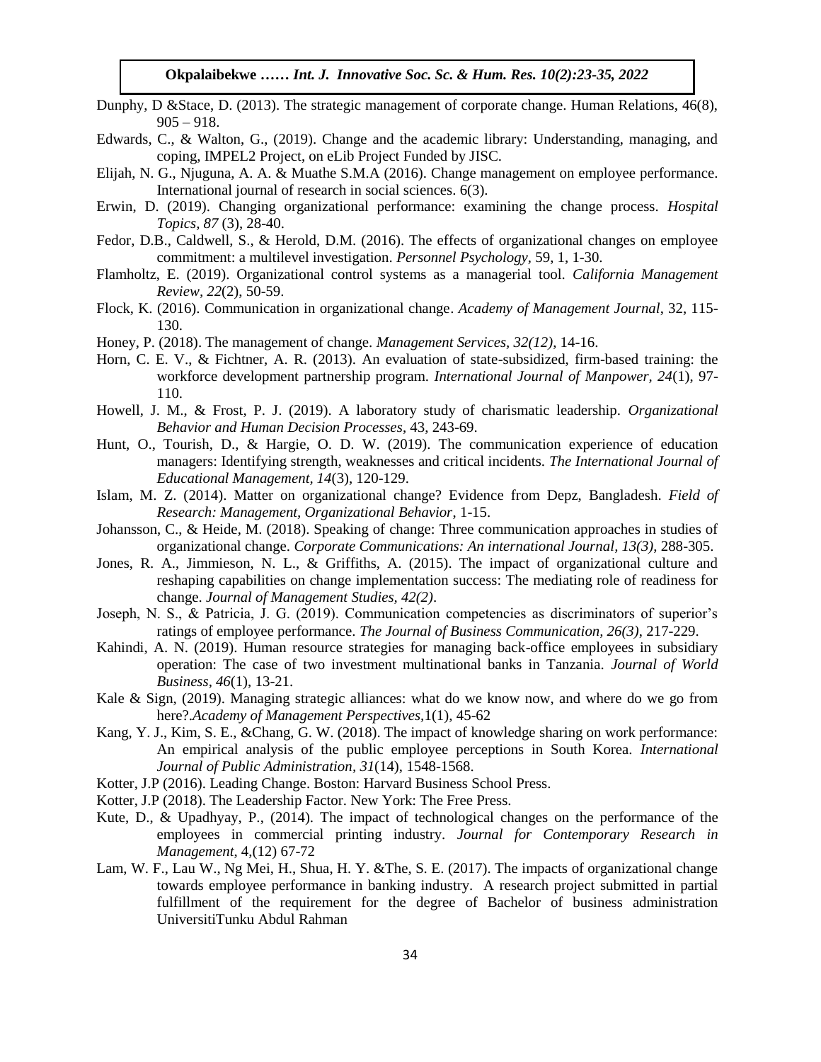Dunphy, D &Stace, D. (2013). The strategic management of corporate change. Human Relations, 46(8), 905 – 918.

Edwards, C., & Walton, G., (2019). Change and the academic library: Understanding, managing, and coping, IMPEL2 Project, on eLib Project Funded by JISC.

Elijah, N. G., Njuguna, A. A. & Muathe S.M.A (2016). Change management on employee performance. International journal of research in social sciences. 6(3).

Erwin, D. (2019). Changing organizational performance: examining the change process. *Hospital Topics, 87* (3), 28-40.

Fedor, D.B., Caldwell, S., & Herold, D.M. (2016). The effects of organizational changes on employee commitment: a multilevel investigation. *Personnel Psychology,* 59, 1, 1-30.

Flamholtz, E. (2019). Organizational control systems as a managerial tool. *California Management Review, 22*(2), 50-59.

Flock, K. (2016). Communication in organizational change. *Academy of Management Journal*, 32, 115-130.

Honey, P. (2018). The management of change. *Management Services, 32(12),* 14-16.

Horn, C. E. V., & Fichtner, A. R. (2013). An evaluation of state-subsidized, firm-based training: the workforce development partnership program. *International Journal of Manpower, 24*(1), 97-110.

Howell, J. M., & Frost, P. J. (2019). A laboratory study of charismatic leadership. *Organizational Behavior and Human Decision Processes*, 43, 243-69.

Hunt, O., Tourish, D., & Hargie, O. D. W. (2019). The communication experience of education managers: Identifying strength, weaknesses and critical incidents. *The International Journal of Educational Management*, *14*(3), 120-129.

Islam, M. Z. (2014). Matter on organizational change? Evidence from Depz, Bangladesh. *Field of Research: Management, Organizational Behavior*, 1-15.

Johansson, C., & Heide, M. (2018). Speaking of change: Three communication approaches in studies of organizational change. *Corporate Communications: An international Journal, 13(3),* 288-305.

Jones, R. A., Jimmieson, N. L., & Griffiths, A. (2015). The impact of organizational culture and reshaping capabilities on change implementation success: The mediating role of readiness for change. *Journal of Management Studies, 42(2)*.

Joseph, N. S., & Patricia, J. G. (2019). Communication competencies as discriminators of superior's ratings of employee performance. *The Journal of Business Communication, 26(3)*, 217-229.

Kahindi, A. N. (2019). Human resource strategies for managing back-office employees in subsidiary operation: The case of two investment multinational banks in Tanzania. *Journal of World Business, 46*(1), 13-21.

Kale & Sign, (2019). Managing strategic alliances: what do we know now, and where do we go from here?.*Academy of Management Perspectives*,1(1), 45-62

Kang, Y. J., Kim, S. E., &Chang, G. W. (2018). The impact of knowledge sharing on work performance: An empirical analysis of the public employee perceptions in South Korea. *International Journal of Public Administration, 31*(14), 1548-1568.

Kotter, J.P (2016). Leading Change. Boston: Harvard Business School Press.

Kotter, J.P (2018). The Leadership Factor. New York: The Free Press.

Kute, D., & Upadhyay, P., (2014). The impact of technological changes on the performance of the employees in commercial printing industry. *Journal for Contemporary Research in Management*, 4,(12) 67-72

Lam, W. F., Lau W., Ng Mei, H., Shua, H. Y. &The, S. E. (2017). The impacts of organizational change towards employee performance in banking industry. A research project submitted in partial fulfillment of the requirement for the degree of Bachelor of business administration UniversitiTunku Abdul Rahman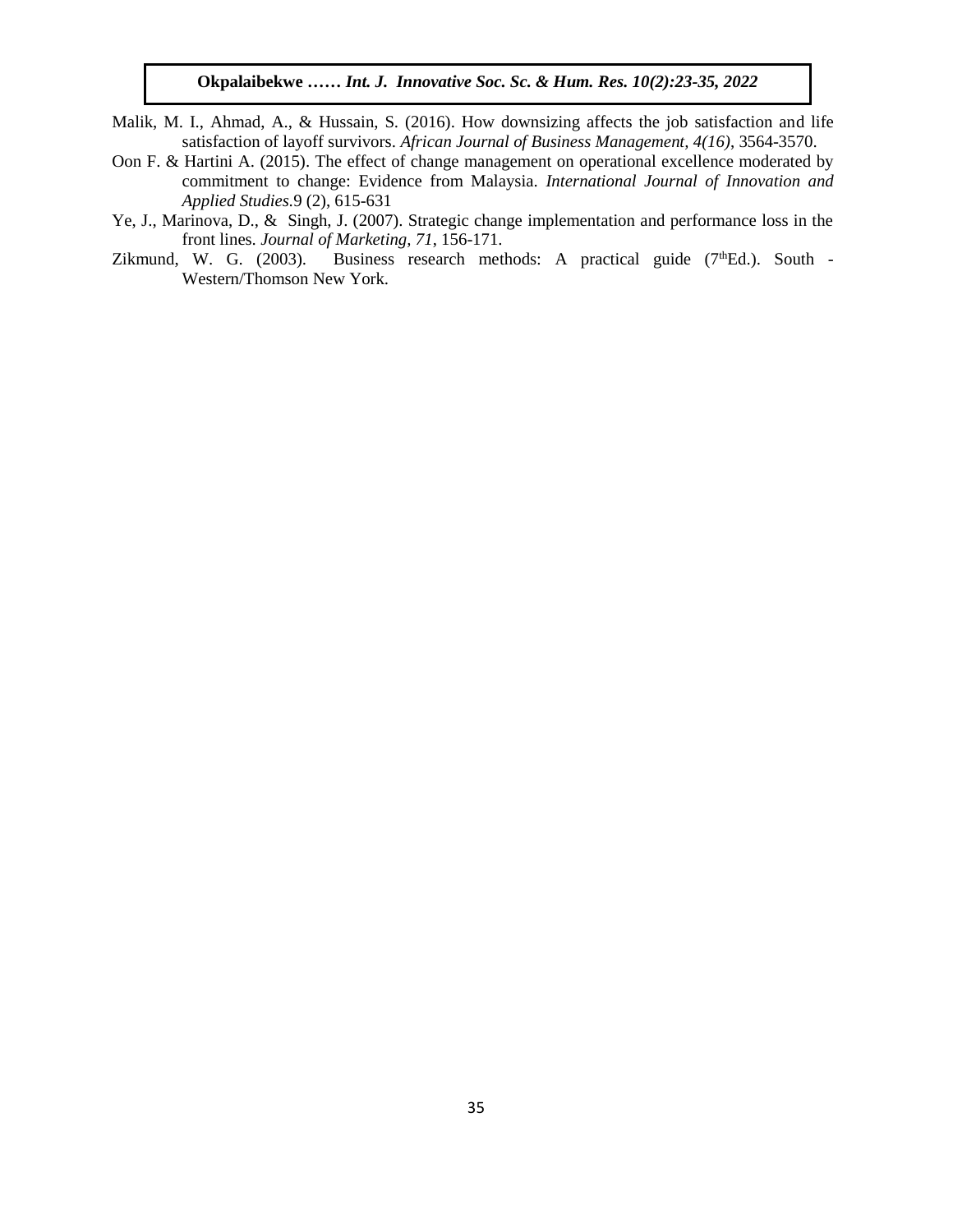Malik, M. I., Ahmad, A., & Hussain, S. (2016). How downsizing affects the job satisfaction and life satisfaction of layoff survivors. *African Journal of Business Management, 4(16)*, 3564-3570.

Oon F. & Hartini A. (2015). The effect of change management on operational excellence moderated by commitment to change: Evidence from Malaysia. *International Journal of Innovation and Applied Studies.*9 (2), 615-631

Ye, J., Marinova, D., & Singh, J. (2007). Strategic change implementation and performance loss in the front lines. *Journal of Marketing, 71*, 156-171.

Zikmund, W. G. (2003). Business research methods: A practical guide (7th Ed.). South - Western/Thomson New York.